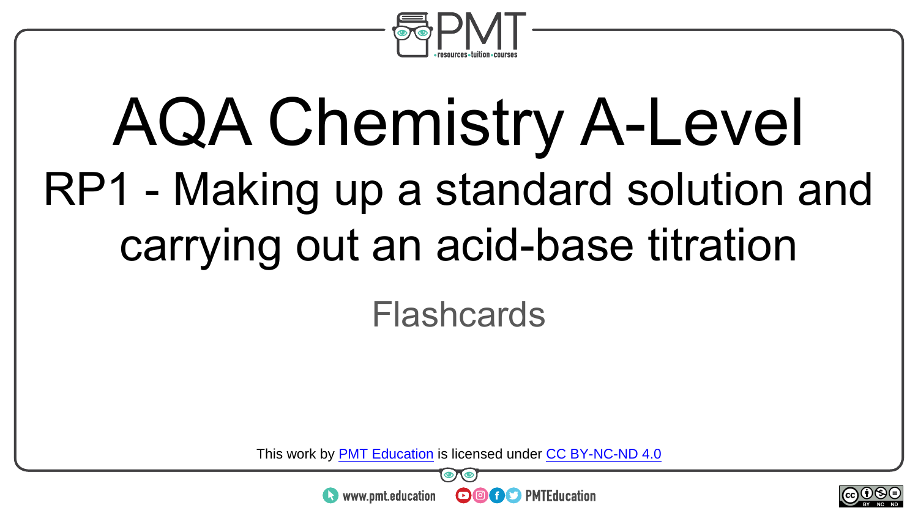# AQA Chemistry A-Level

## RP1 - Making up a standard solution and carrying out an acid-base titration

Flashcards

This work by PMT Education is licensed under CC BY-NC-ND 4.0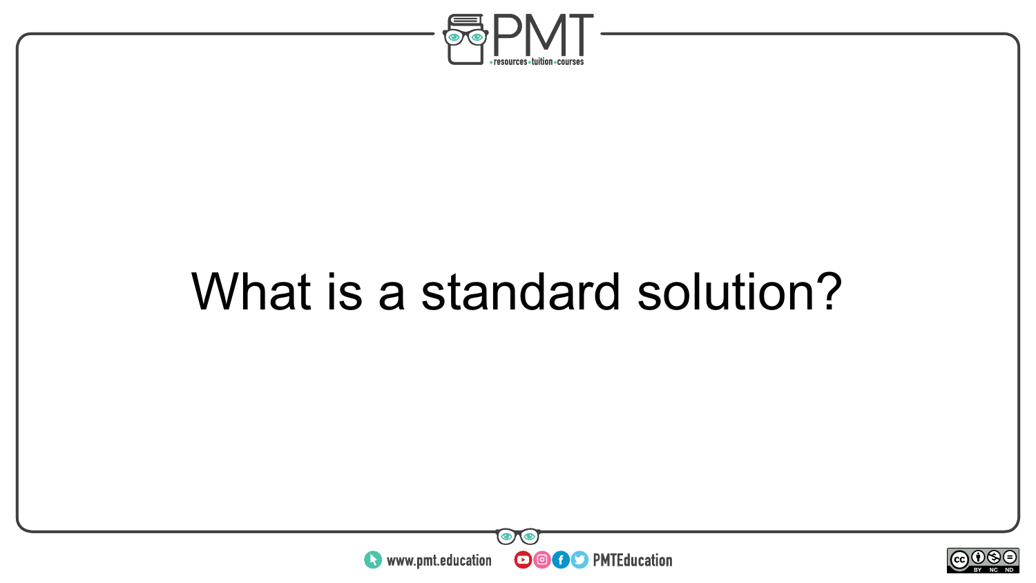What is a standard solution?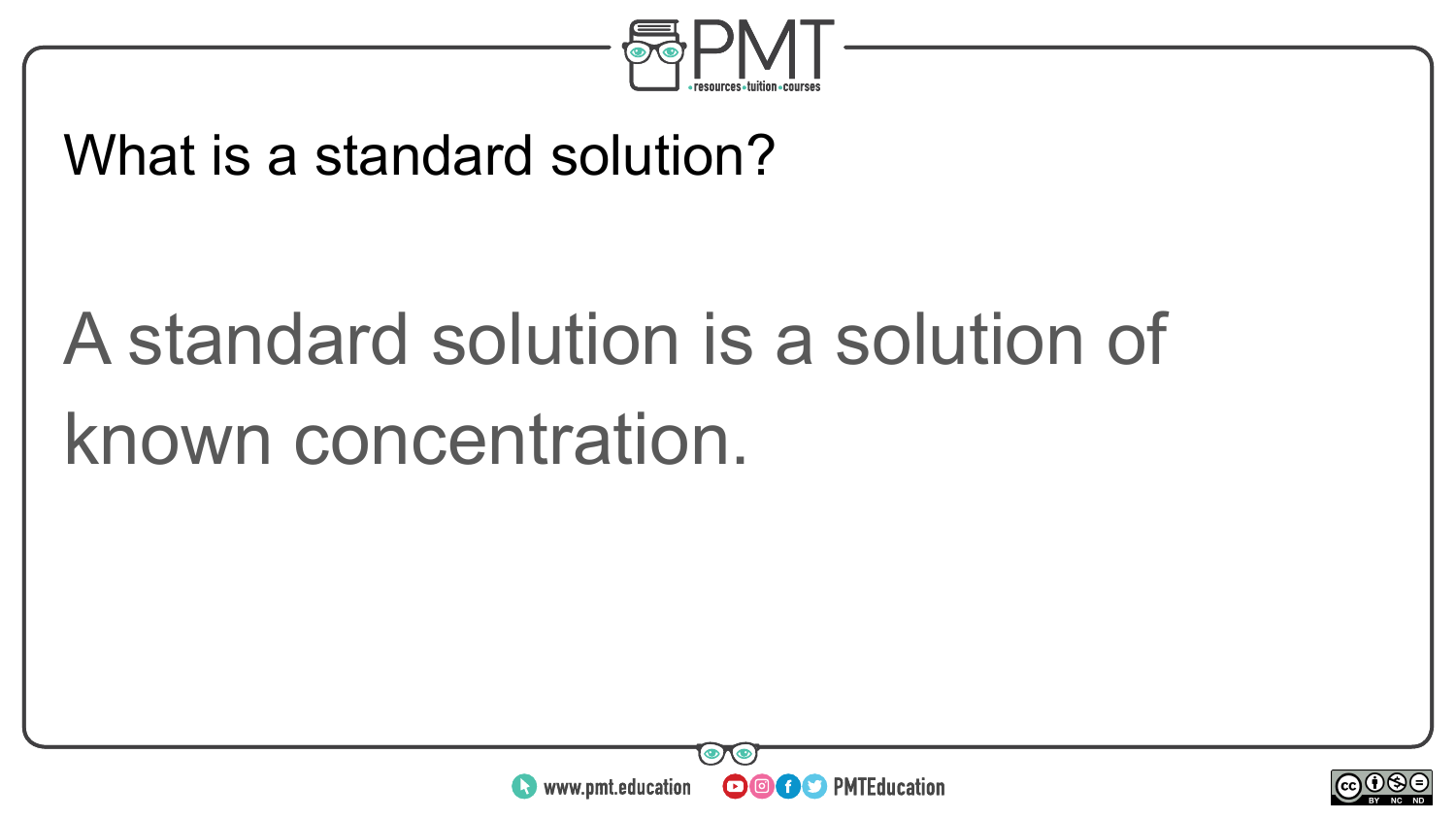What is a standard solution?

A standard solution is a solution of known concentration.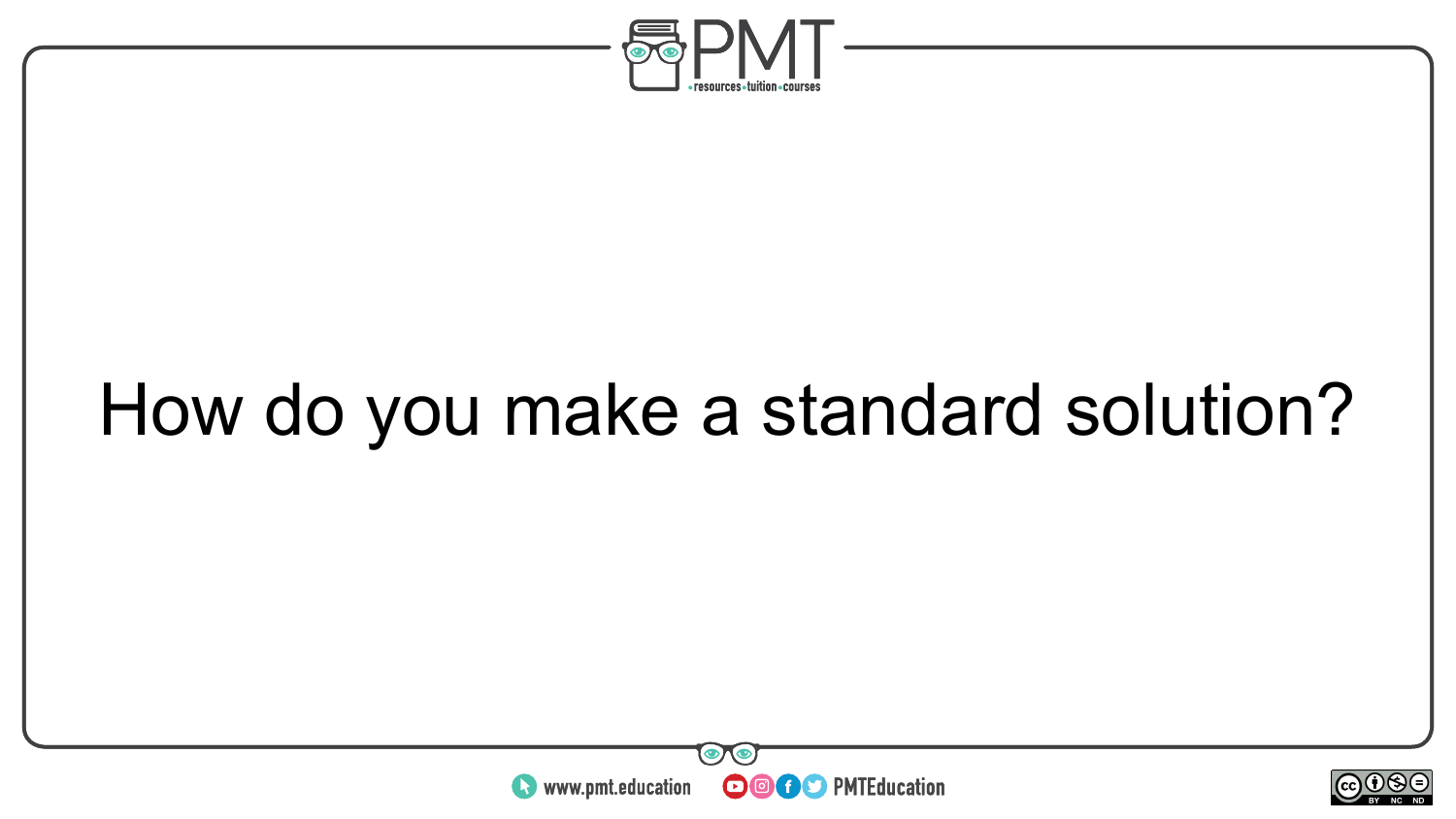How do you make a standard solution?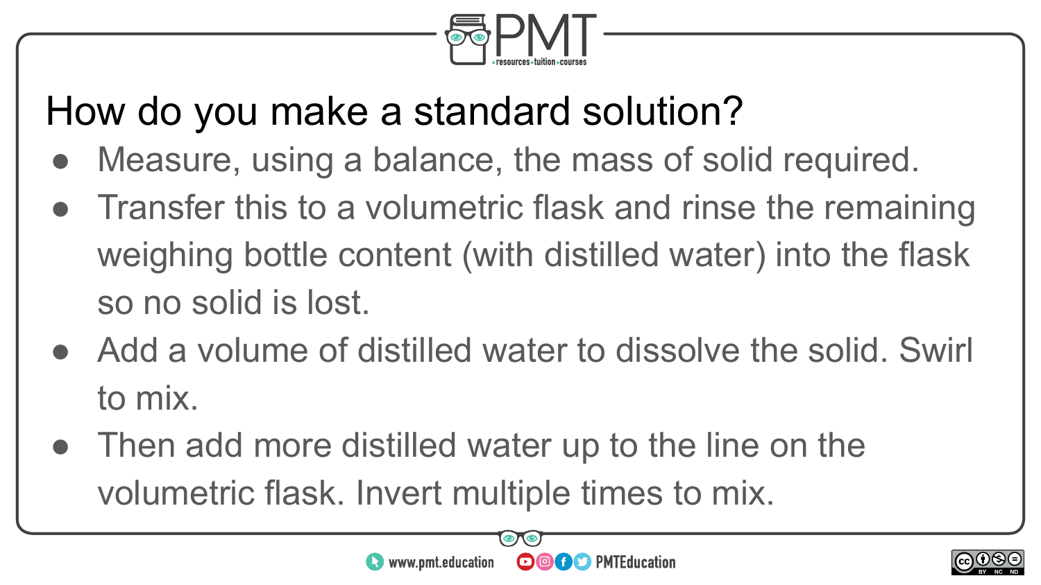# How do you make a standard solution?

- Measure, using a balance, the mass of solid required.
- Transfer this to a volumetric flask and rinse the remaining weighing bottle content (with distilled water) into the flask so no solid is lost.
- Add a volume of distilled water to dissolve the solid. Swirl to mix.
- Then add more distilled water up to the line on the volumetric flask. Invert multiple times to mix.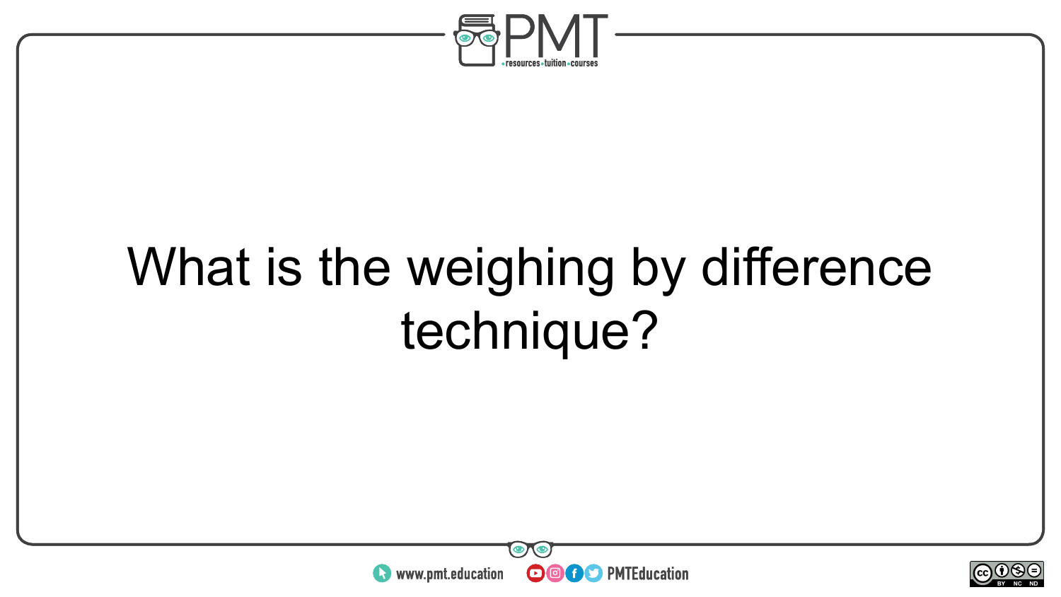What is the weighing by difference technique?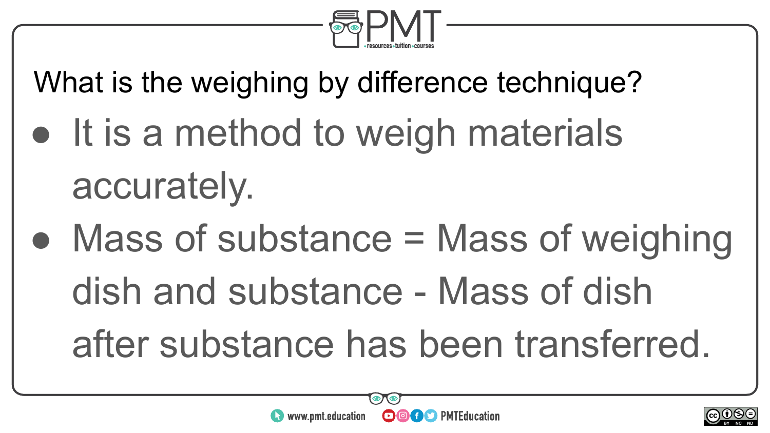What is the weighing by difference technique?

- It is a method to weigh materials accurately.
- Mass of substance = Mass of weighing dish and substance - Mass of dish after substance has been transferred.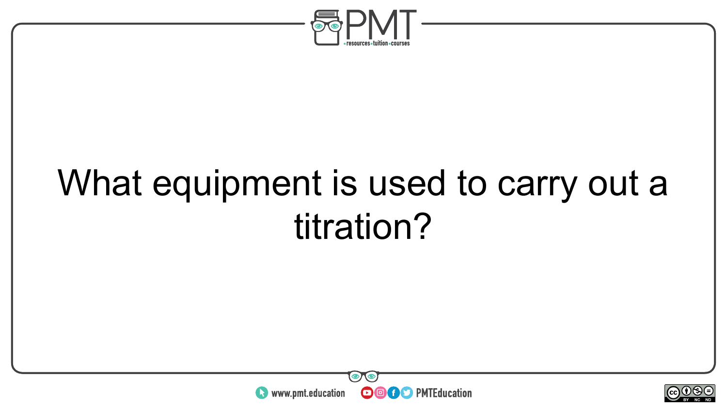What equipment is used to carry out a titration?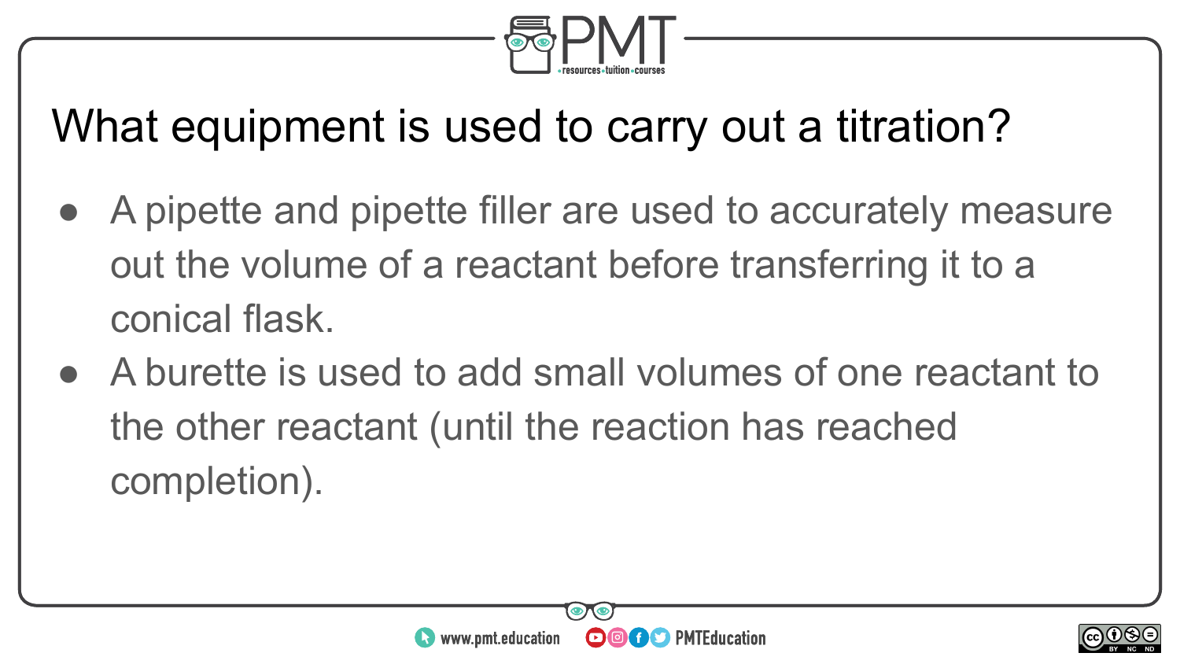# What equipment is used to carry out a titration?

- A pipette and pipette filler are used to accurately measure out the volume of a reactant before transferring it to a conical flask.
- A burette is used to add small volumes of one reactant to the other reactant (until the reaction has reached completion).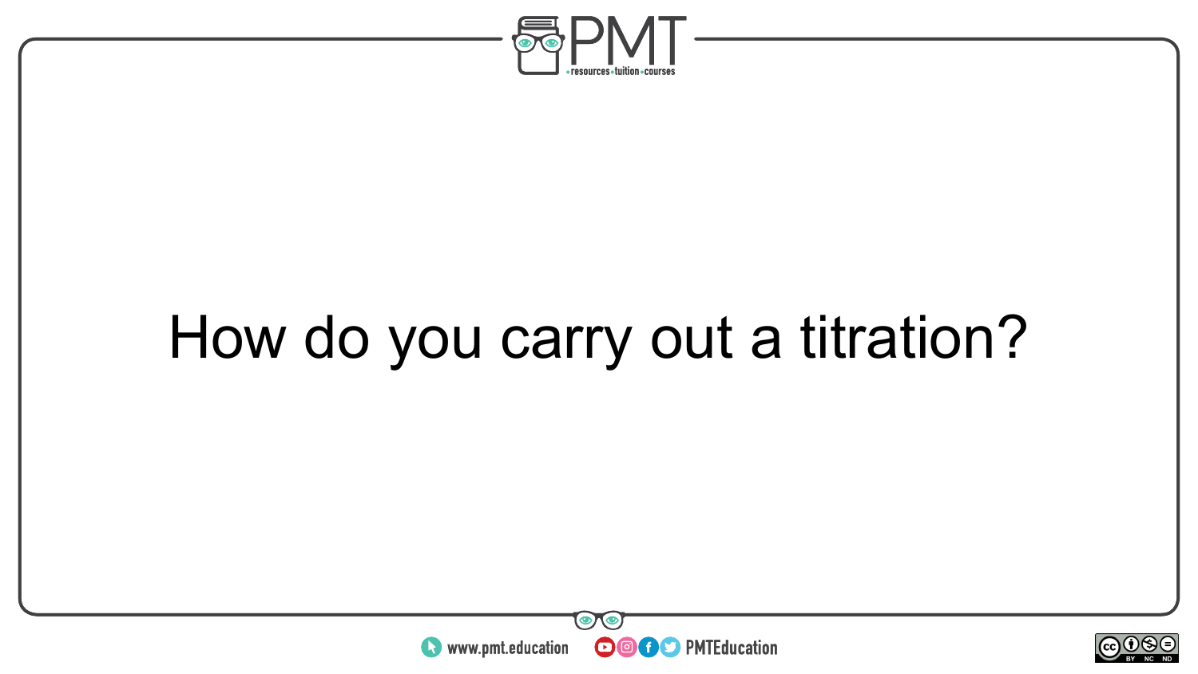How do you carry out a titration?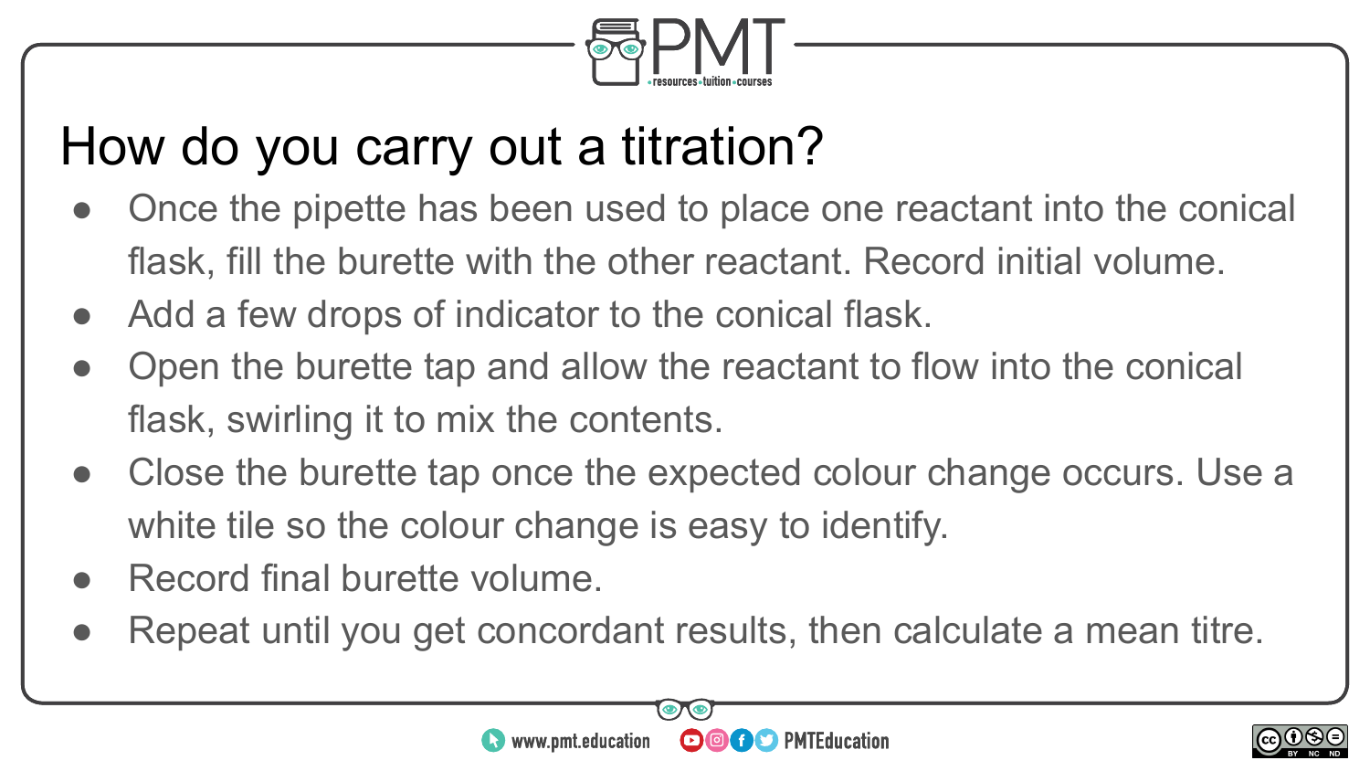# How do you carry out a titration?

- Once the pipette has been used to place one reactant into the conical flask, fill the burette with the other reactant. Record initial volume.
- Add a few drops of indicator to the conical flask.
- Open the burette tap and allow the reactant to flow into the conical flask, swirling it to mix the contents.
- Close the burette tap once the expected colour change occurs. Use a white tile so the colour change is easy to identify.
- Record final burette volume.
- Repeat until you get concordant results, then calculate a mean titre.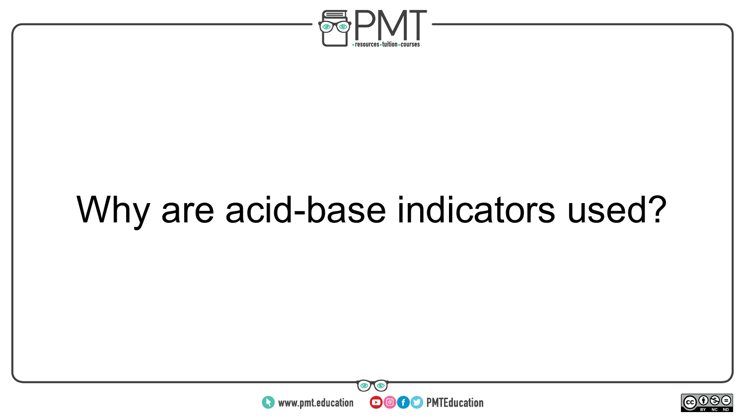Why are acid-base indicators used?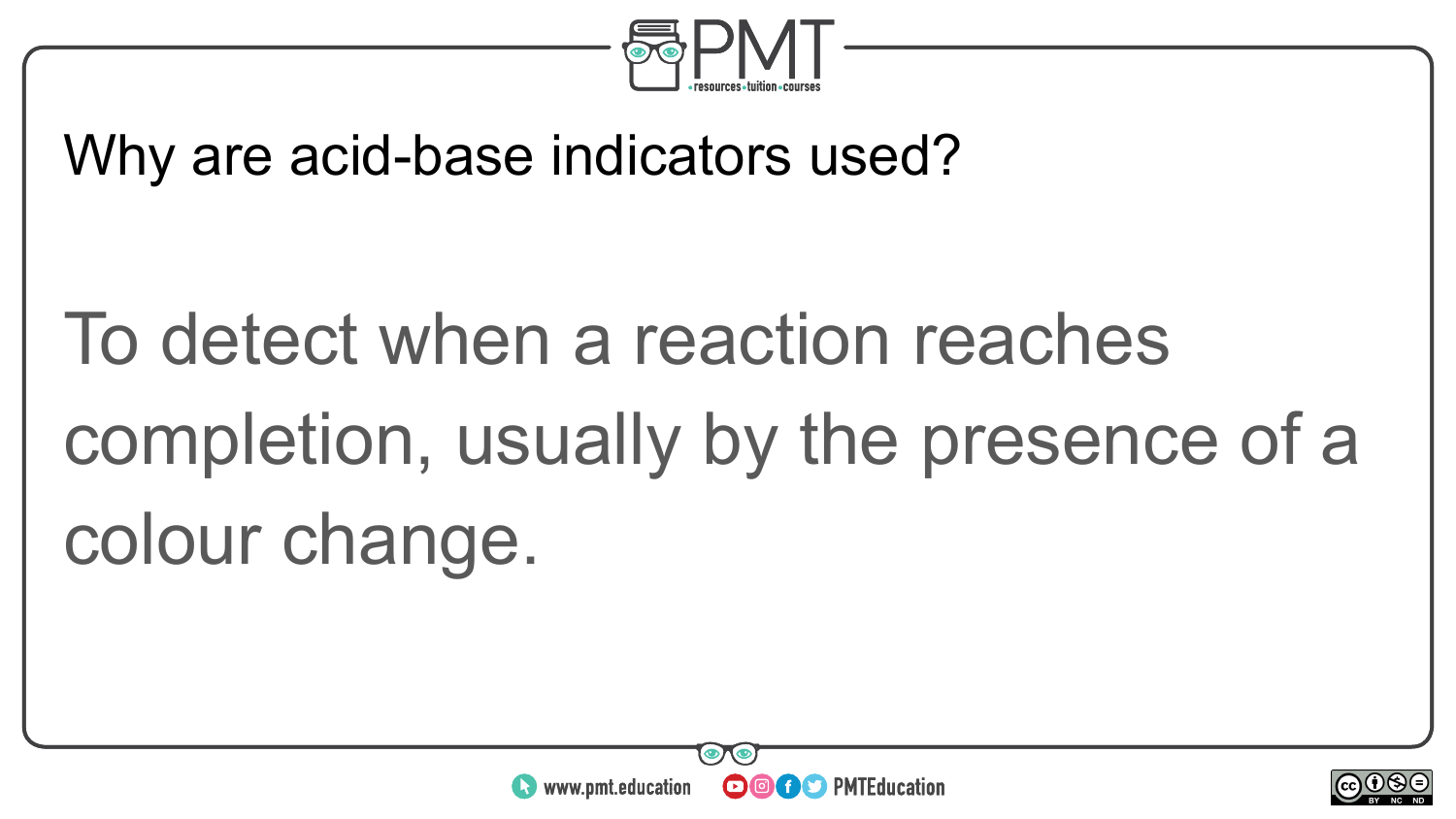Why are acid-base indicators used?

To detect when a reaction reaches completion, usually by the presence of a colour change.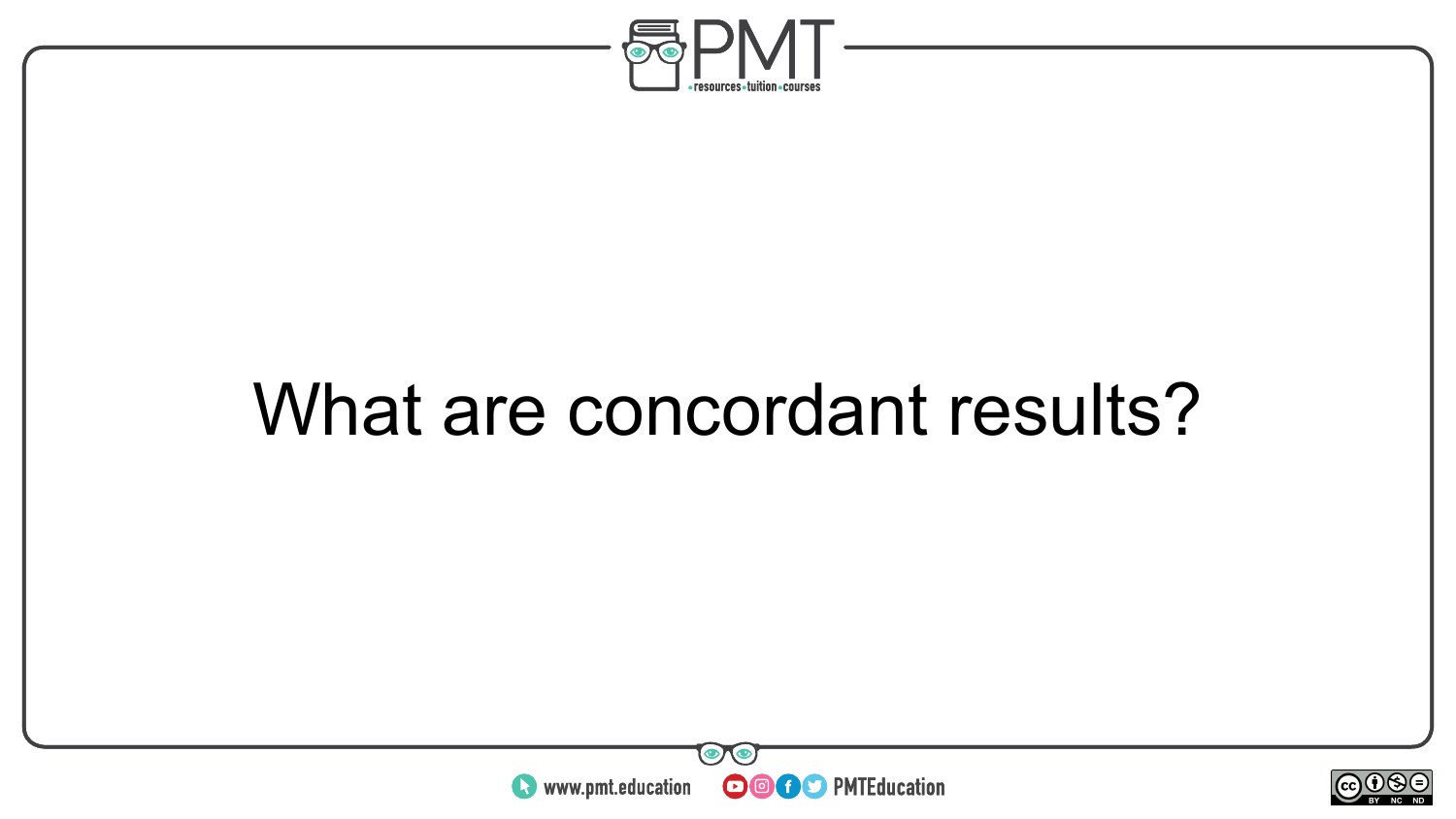What are concordant results?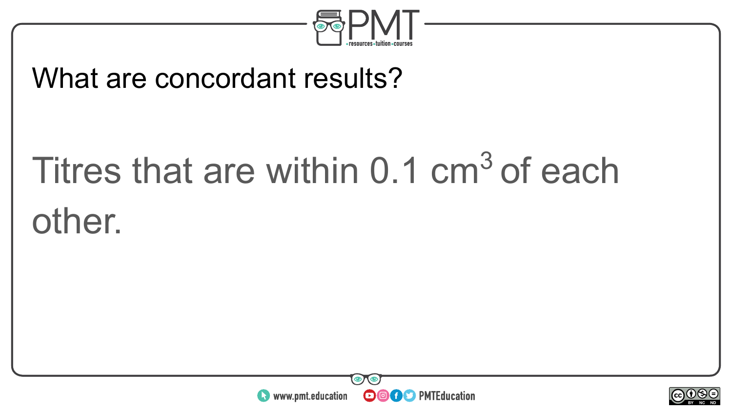What are concordant results?

Titres that are within 0.1 $cm^3$ of each other.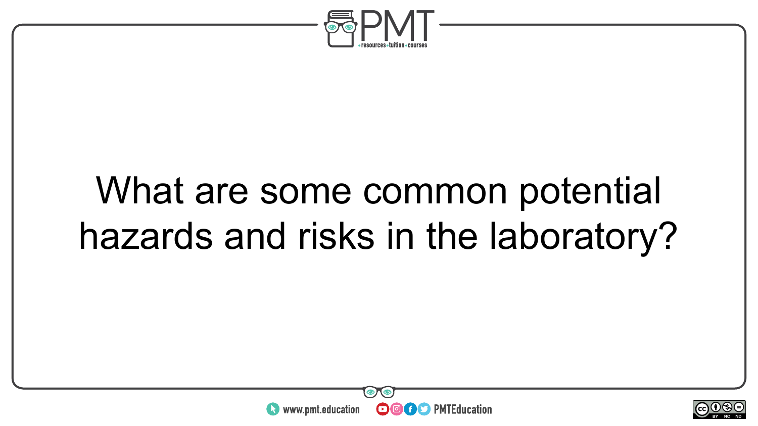What are some common potential hazards and risks in the laboratory?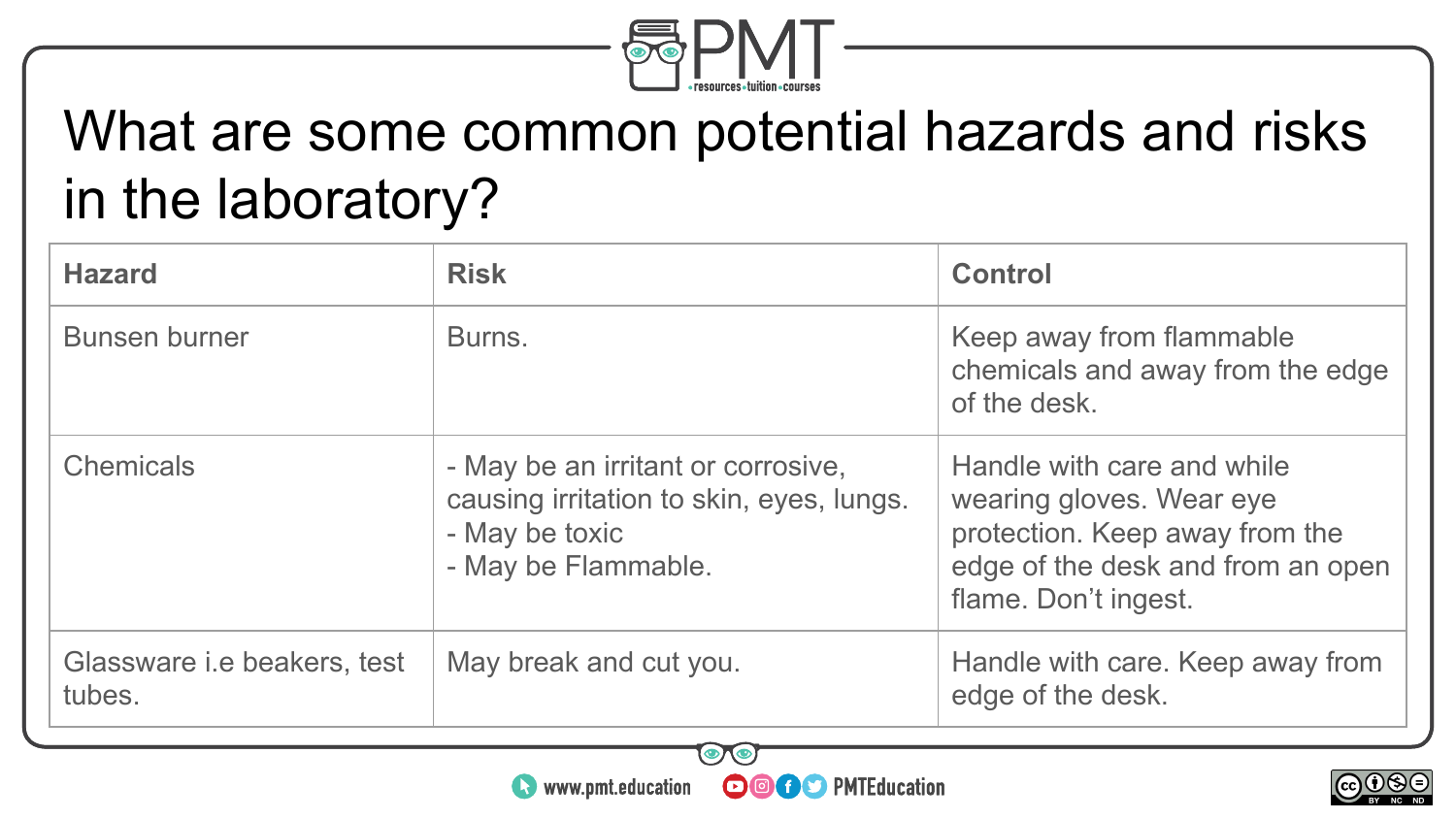# What are some common potential hazards and risks in the laboratory?

| Hazard | Risk | Control |
| --- | --- | --- |
| Bunsen burner | Burns. | Keep away from flammable chemicals and away from the edge of the desk. |
| Chemicals | - May be an irritant or corrosive, causing irritation to skin, eyes, lungs.<br>- May be toxic<br>- May be Flammable. | Handle with care and while wearing gloves. Wear eye protection. Keep away from the edge of the desk and from an open flame. Don't ingest. |
| Glassware i.e beakers, test tubes. | May break and cut you. | Handle with care. Keep away from edge of the desk. |